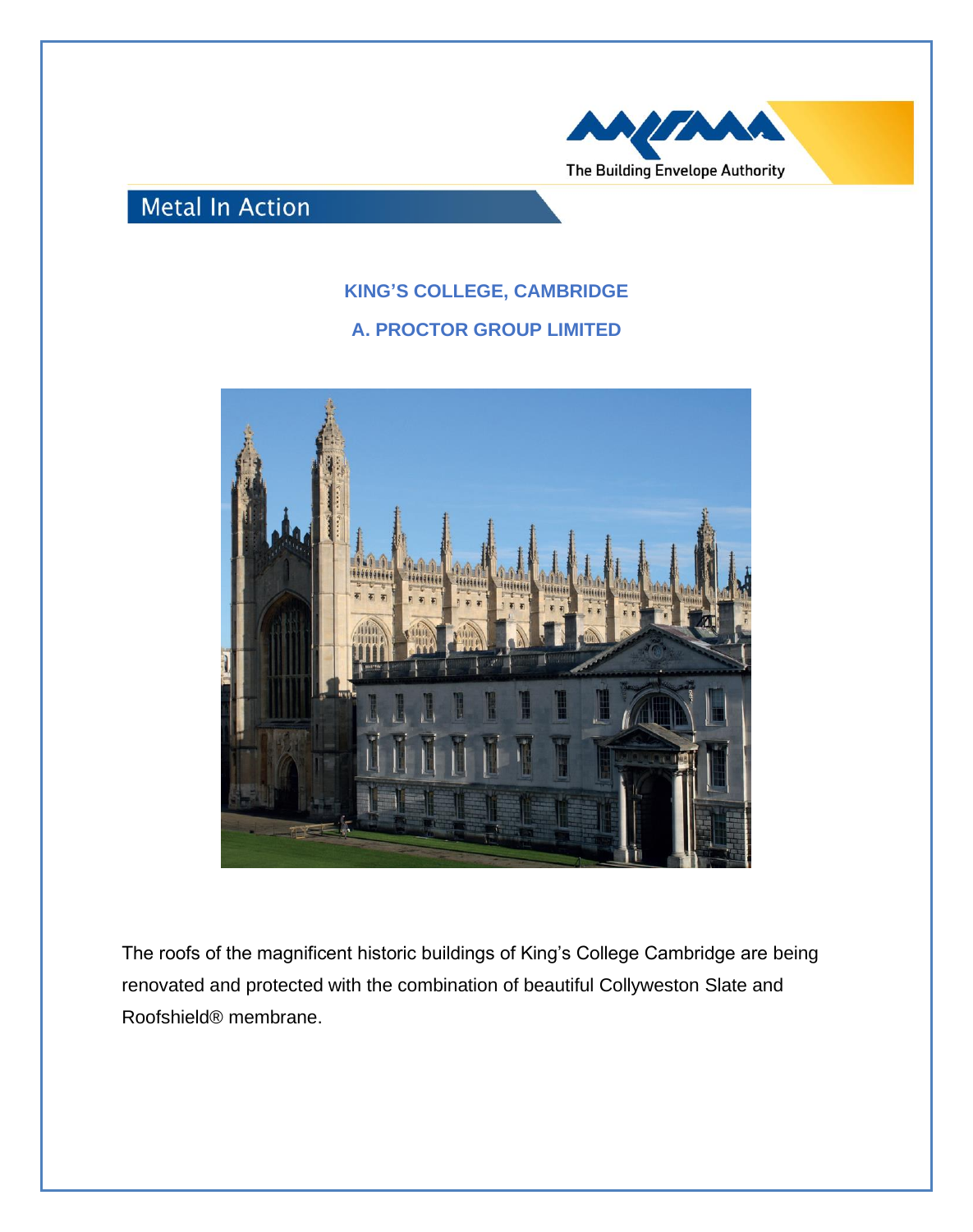The Building Envelope Authority

Metal In Action

## KING'S COLLEGE, CAMBRIDGE

## A. PROCTOR GROUP LIMITED

The roofs of the magnificent historic buildings of King's College Cambridge are being renovated and protected with the combination of beautiful Collyweston Slate and Roofshield® membrane.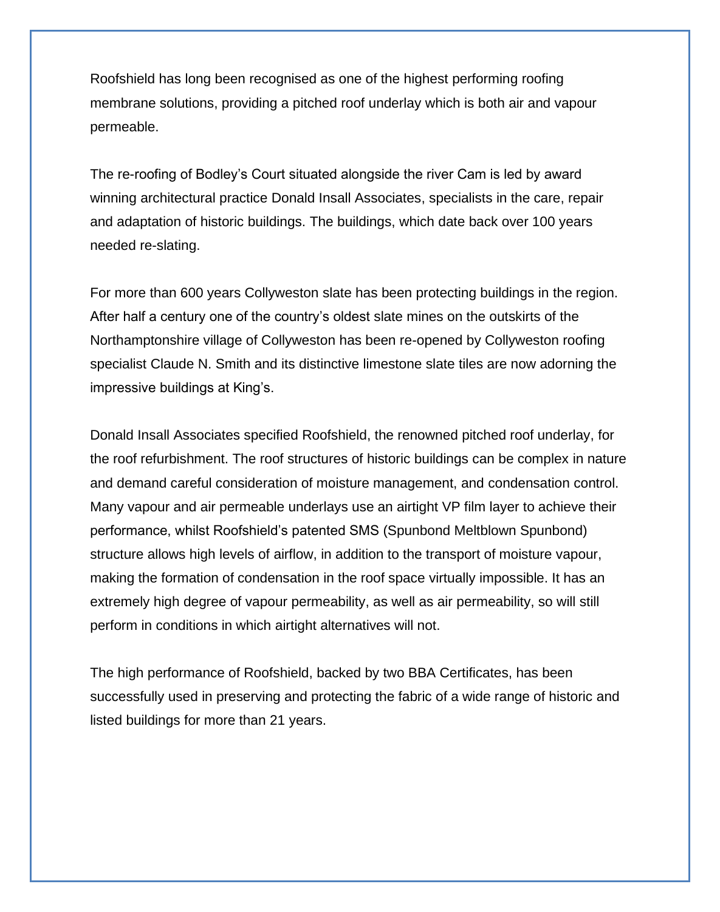Roofshield has long been recognised as one of the highest performing roofing membrane solutions, providing a pitched roof underlay which is both air and vapour permeable.

The re-roofing of Bodley's Court situated alongside the river Cam is led by award winning architectural practice Donald Insall Associates, specialists in the care, repair and adaptation of historic buildings. The buildings, which date back over 100 years needed re-slating.

For more than 600 years Collyweston slate has been protecting buildings in the region. After half a century one of the country's oldest slate mines on the outskirts of the Northamptonshire village of Collyweston has been re-opened by Collyweston roofing specialist Claude N. Smith and its distinctive limestone slate tiles are now adorning the impressive buildings at King's.

Donald Insall Associates specified Roofshield, the renowned pitched roof underlay, for the roof refurbishment. The roof structures of historic buildings can be complex in nature and demand careful consideration of moisture management, and condensation control. Many vapour and air permeable underlays use an airtight VP film layer to achieve their performance, whilst Roofshield's patented SMS (Spunbond Meltblown Spunbond) structure allows high levels of airflow, in addition to the transport of moisture vapour, making the formation of condensation in the roof space virtually impossible. It has an extremely high degree of vapour permeability, as well as air permeability, so will still perform in conditions in which airtight alternatives will not.

The high performance of Roofshield, backed by two BBA Certificates, has been successfully used in preserving and protecting the fabric of a wide range of historic and listed buildings for more than 21 years.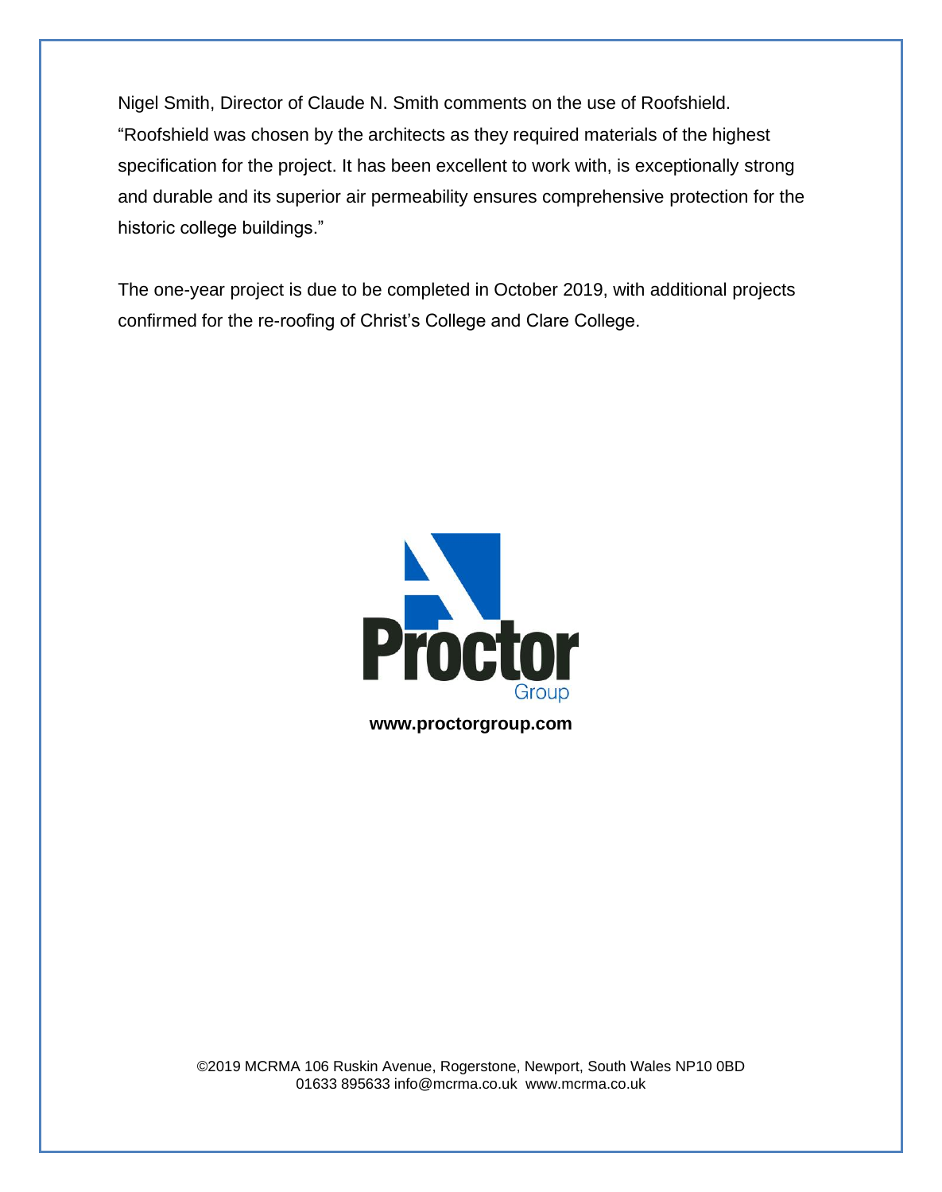Nigel Smith, Director of Claude N. Smith comments on the use of Roofshield. "Roofshield was chosen by the architects as they required materials of the highest specification for the project. It has been excellent to work with, is exceptionally strong and durable and its superior air permeability ensures comprehensive protection for the historic college buildings."

The one-year project is due to be completed in October 2019, with additional projects confirmed for the re-roofing of Christ's College and Clare College.

Proctor Group

**www.proctorgroup.com**

©2019 MCRMA 106 Ruskin Avenue, Rogerstone, Newport, South Wales NP10 0BD
01633 895633 info@mcrma.co.uk www.mcrma.co.uk